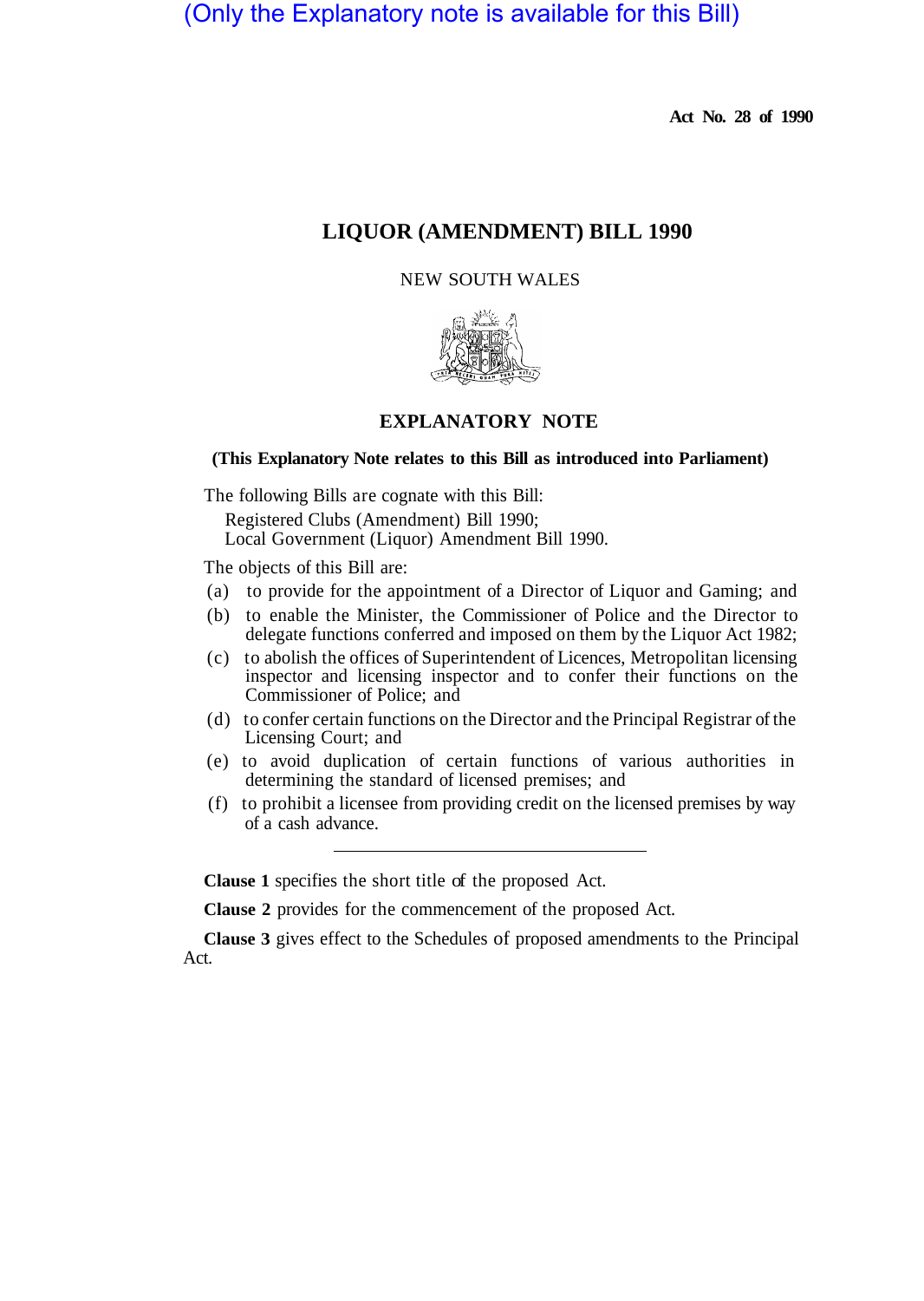(Only the Explanatory note is available for this Bill)

**Act No. 28 of 1990**

# LIQUOR (AMENDMENT) BILL 1990

NEW SOUTH WALES

## EXPLANATORY NOTE

**(This Explanatory Note relates to this Bill as introduced into Parliament)**

The following Bills are cognate with this Bill:

Registered Clubs (Amendment) Bill 1990;
Local Government (Liquor) Amendment Bill 1990.

The objects of this Bill are:

(a) to provide for the appointment of a Director of Liquor and Gaming; and

(b) to enable the Minister, the Commissioner of Police and the Director to delegate functions conferred and imposed on them by the Liquor Act 1982;

(c) to abolish the offices of Superintendent of Licences, Metropolitan licensing inspector and licensing inspector and to confer their functions on the Commissioner of Police; and

(d) to confer certain functions on the Director and the Principal Registrar of the Licensing Court; and

(e) to avoid duplication of certain functions of various authorities in determining the standard of licensed premises; and

(f) to prohibit a licensee from providing credit on the licensed premises by way of a cash advance.

---

**Clause 1** specifies the short title of the proposed Act.

**Clause 2** provides for the commencement of the proposed Act.

**Clause 3** gives effect to the Schedules of proposed amendments to the Principal Act.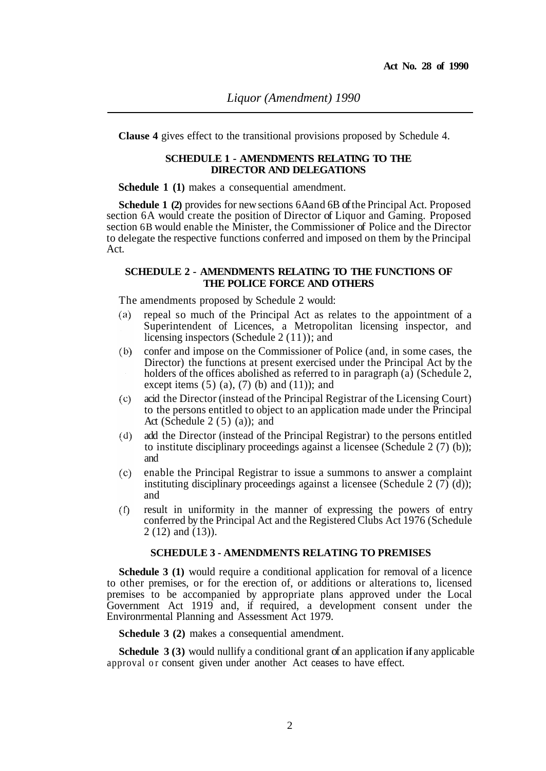**Clause 4** gives effect to the transitional provisions proposed by Schedule 4.

## SCHEDULE 1 - AMENDMENTS RELATING TO THE DIRECTOR AND DELEGATIONS

**Schedule 1 (1)** makes a consequential amendment.

**Schedule 1 (2)** provides for new sections 6A and 6B of the Principal Act. Proposed section 6A would create the position of Director of Liquor and Gaming. Proposed section 6B would enable the Minister, the Commissioner of Police and the Director to delegate the respective functions conferred and imposed on them by the Principal Act.

## SCHEDULE 2 - AMENDMENTS RELATING TO THE FUNCTIONS OF THE POLICE FORCE AND OTHERS

The amendments proposed by Schedule 2 would:

(a) repeal so much of the Principal Act as relates to the appointment of a Superintendent of Licences, a Metropolitan licensing inspector, and licensing inspectors (Schedule 2 (11)); and

(b) confer and impose on the Commissioner of Police (and, in some cases, the Director) the functions at present exercised under the Principal Act by the holders of the offices abolished as referred to in paragraph (a) (Schedule 2, except items (5) (a), (7) (b) and (11)); and

(c) acid the Director (instead of the Principal Registrar of the Licensing Court) to the persons entitled to object to an application made under the Principal Act (Schedule 2 (5) (a)); and

(d) add the Director (instead of the Principal Registrar) to the persons entitled to institute disciplinary proceedings against a licensee (Schedule 2 (7) (b)); and

(e) enable the Principal Registrar to issue a summons to answer a complaint instituting disciplinary proceedings against a licensee (Schedule 2 (7) (d)); and

(f) result in uniformity in the manner of expressing the powers of entry conferred by the Principal Act and the Registered Clubs Act 1976 (Schedule 2 (12) and (13)).

## SCHEDULE 3 - AMENDMENTS RELATING TO PREMISES

**Schedule 3 (1)** would require a conditional application for removal of a licence to other premises, or for the erection of, or additions or alterations to, licensed premises to be accompanied by appropriate plans approved under the Local Government Act 1919 and, if required, a development consent under the Environrmental Planning and Assessment Act 1979.

**Schedule 3 (2)** makes a consequential amendment.

**Schedule 3 (3)** would nullify a conditional grant of an application if any applicable approval or consent given under another Act ceases to have effect.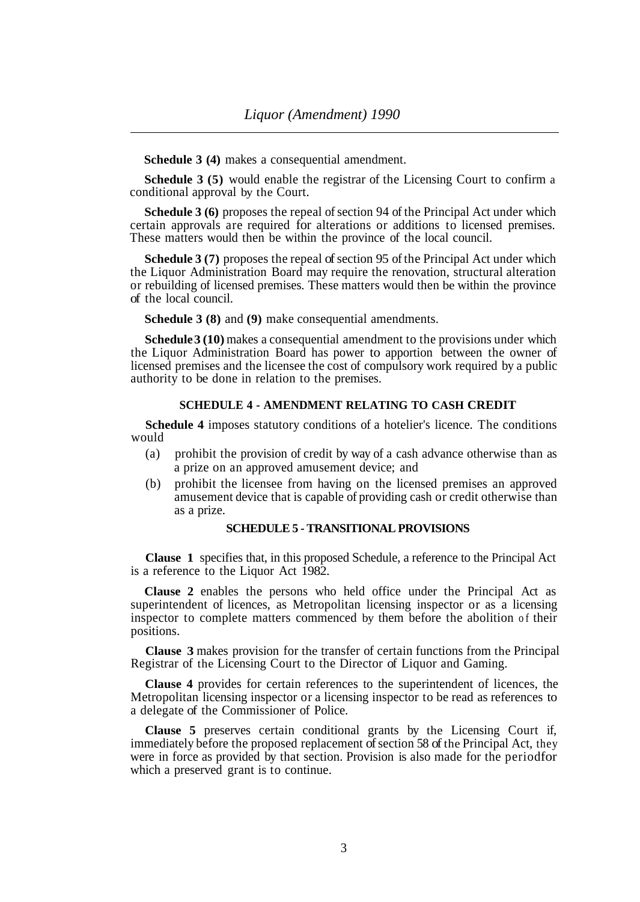**Schedule 3 (4)** makes a consequential amendment.

**Schedule 3 (5)** would enable the registrar of the Licensing Court to confirm a conditional approval by the Court.

**Schedule 3 (6)** proposes the repeal of section 94 of the Principal Act under which certain approvals are required for alterations or additions to licensed premises. These matters would then be within the province of the local council.

**Schedule 3 (7)** proposes the repeal of section 95 of the Principal Act under which the Liquor Administration Board may require the renovation, structural alteration or rebuilding of licensed premises. These matters would then be within the province of the local council.

**Schedule 3 (8)** and **(9)** make consequential amendments.

**Schedule 3 (10)** makes a consequential amendment to the provisions under which the Liquor Administration Board has power to apportion between the owner of licensed premises and the licensee the cost of compulsory work required by a public authority to be done in relation to the premises.

### SCHEDULE 4 - AMENDMENT RELATING TO CASH CREDIT

**Schedule 4** imposes statutory conditions of a hotelier's licence. The conditions would

(a) prohibit the provision of credit by way of a cash advance otherwise than as a prize on an approved amusement device; and

(b) prohibit the licensee from having on the licensed premises an approved amusement device that is capable of providing cash or credit otherwise than as a prize.

### SCHEDULE 5 - TRANSITIONAL PROVISIONS

**Clause 1** specifies that, in this proposed Schedule, a reference to the Principal Act is a reference to the Liquor Act 1982.

**Clause 2** enables the persons who held office under the Principal Act as superintendent of licences, as Metropolitan licensing inspector or as a licensing inspector to complete matters commenced by them before the abolition of their positions.

**Clause 3** makes provision for the transfer of certain functions from the Principal Registrar of the Licensing Court to the Director of Liquor and Gaming.

**Clause 4** provides for certain references to the superintendent of licences, the Metropolitan licensing inspector or a licensing inspector to be read as references to a delegate of the Commissioner of Police.

**Clause 5** preserves certain conditional grants by the Licensing Court if, immediately before the proposed replacement of section 58 of the Principal Act, they were in force as provided by that section. Provision is also made for the period for which a preserved grant is to continue.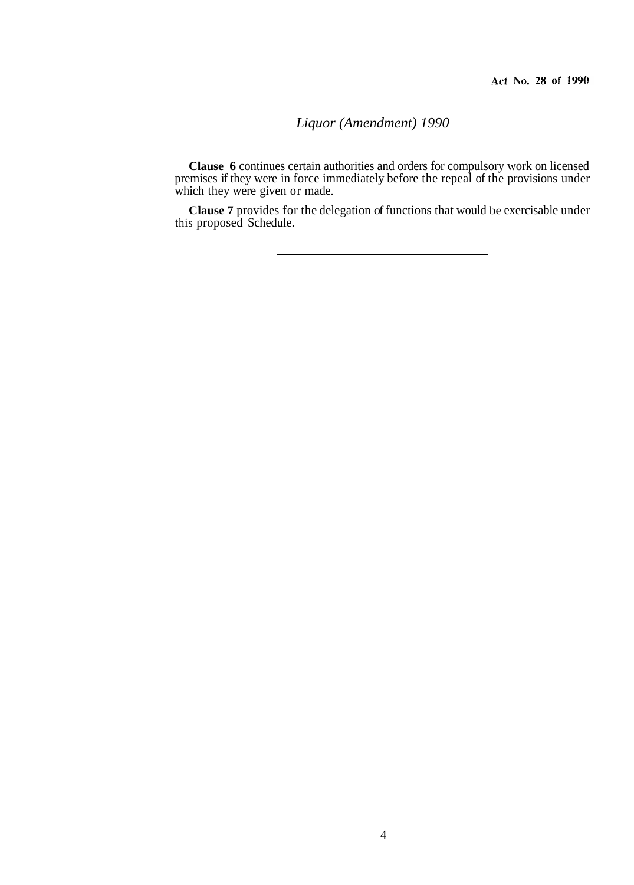**Clause 6** continues certain authorities and orders for compulsory work on licensed premises if they were in force immediately before the repeal of the provisions under which they were given or made.

**Clause 7** provides for the delegation of functions that would be exercisable under this proposed Schedule.